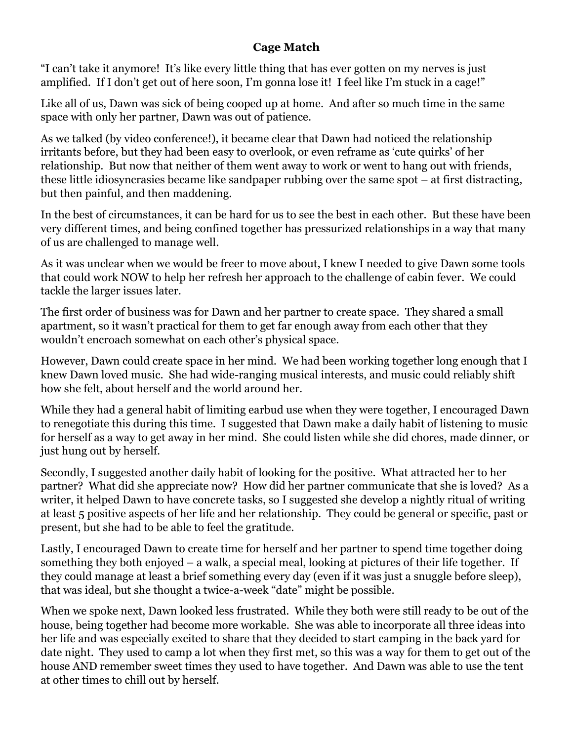# Cage Match

"I can't take it anymore! It's like every little thing that has ever gotten on my nerves is just amplified. If I don't get out of here soon, I'm gonna lose it! I feel like I'm stuck in a cage!"

Like all of us, Dawn was sick of being cooped up at home. And after so much time in the same space with only her partner, Dawn was out of patience.

As we talked (by video conference!), it became clear that Dawn had noticed the relationship irritants before, but they had been easy to overlook, or even reframe as 'cute quirks' of her relationship. But now that neither of them went away to work or went to hang out with friends, these little idiosyncrasies became like sandpaper rubbing over the same spot – at first distracting, but then painful, and then maddening.

In the best of circumstances, it can be hard for us to see the best in each other. But these have been very different times, and being confined together has pressurized relationships in a way that many of us are challenged to manage well.

As it was unclear when we would be freer to move about, I knew I needed to give Dawn some tools that could work NOW to help her refresh her approach to the challenge of cabin fever. We could tackle the larger issues later.

The first order of business was for Dawn and her partner to create space. They shared a small apartment, so it wasn't practical for them to get far enough away from each other that they wouldn't encroach somewhat on each other's physical space.

However, Dawn could create space in her mind. We had been working together long enough that I knew Dawn loved music. She had wide-ranging musical interests, and music could reliably shift how she felt, about herself and the world around her.

While they had a general habit of limiting earbud use when they were together, I encouraged Dawn to renegotiate this during this time. I suggested that Dawn make a daily habit of listening to music for herself as a way to get away in her mind. She could listen while she did chores, made dinner, or just hung out by herself.

Secondly, I suggested another daily habit of looking for the positive. What attracted her to her partner? What did she appreciate now? How did her partner communicate that she is loved? As a writer, it helped Dawn to have concrete tasks, so I suggested she develop a nightly ritual of writing at least 5 positive aspects of her life and her relationship. They could be general or specific, past or present, but she had to be able to feel the gratitude.

Lastly, I encouraged Dawn to create time for herself and her partner to spend time together doing something they both enjoyed – a walk, a special meal, looking at pictures of their life together. If they could manage at least a brief something every day (even if it was just a snuggle before sleep), that was ideal, but she thought a twice-a-week "date" might be possible.

When we spoke next, Dawn looked less frustrated. While they both were still ready to be out of the house, being together had become more workable. She was able to incorporate all three ideas into her life and was especially excited to share that they decided to start camping in the back yard for date night. They used to camp a lot when they first met, so this was a way for them to get out of the house AND remember sweet times they used to have together. And Dawn was able to use the tent at other times to chill out by herself.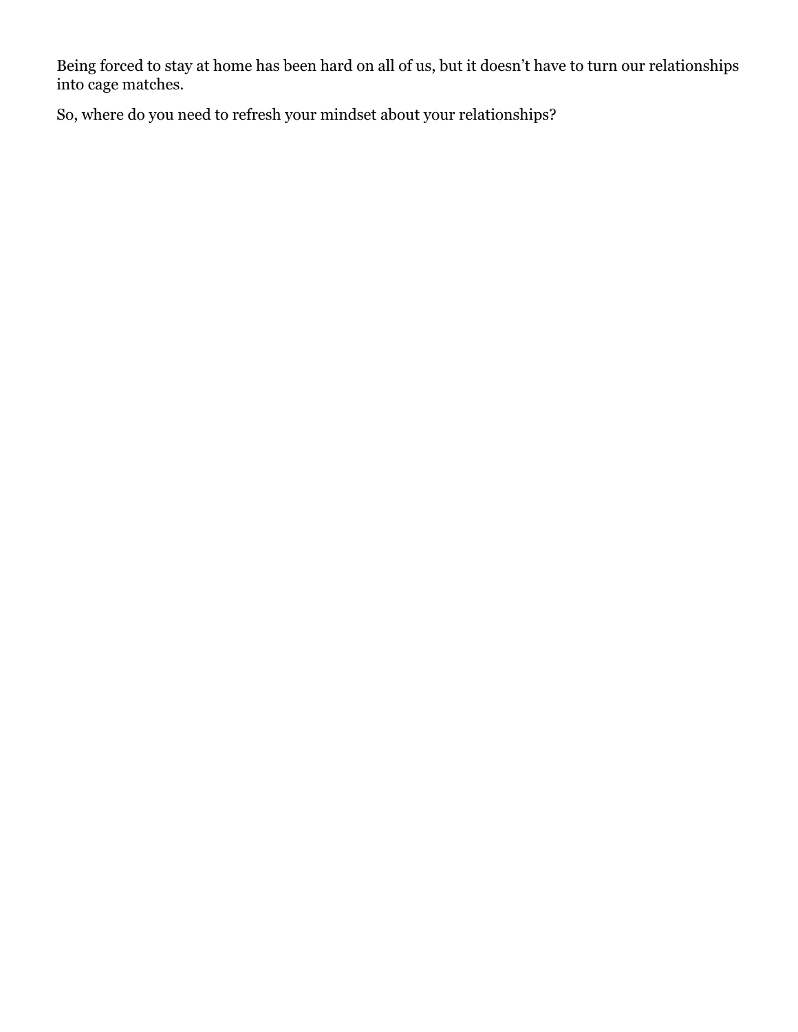Being forced to stay at home has been hard on all of us, but it doesn't have to turn our relationships into cage matches.

So, where do you need to refresh your mindset about your relationships?